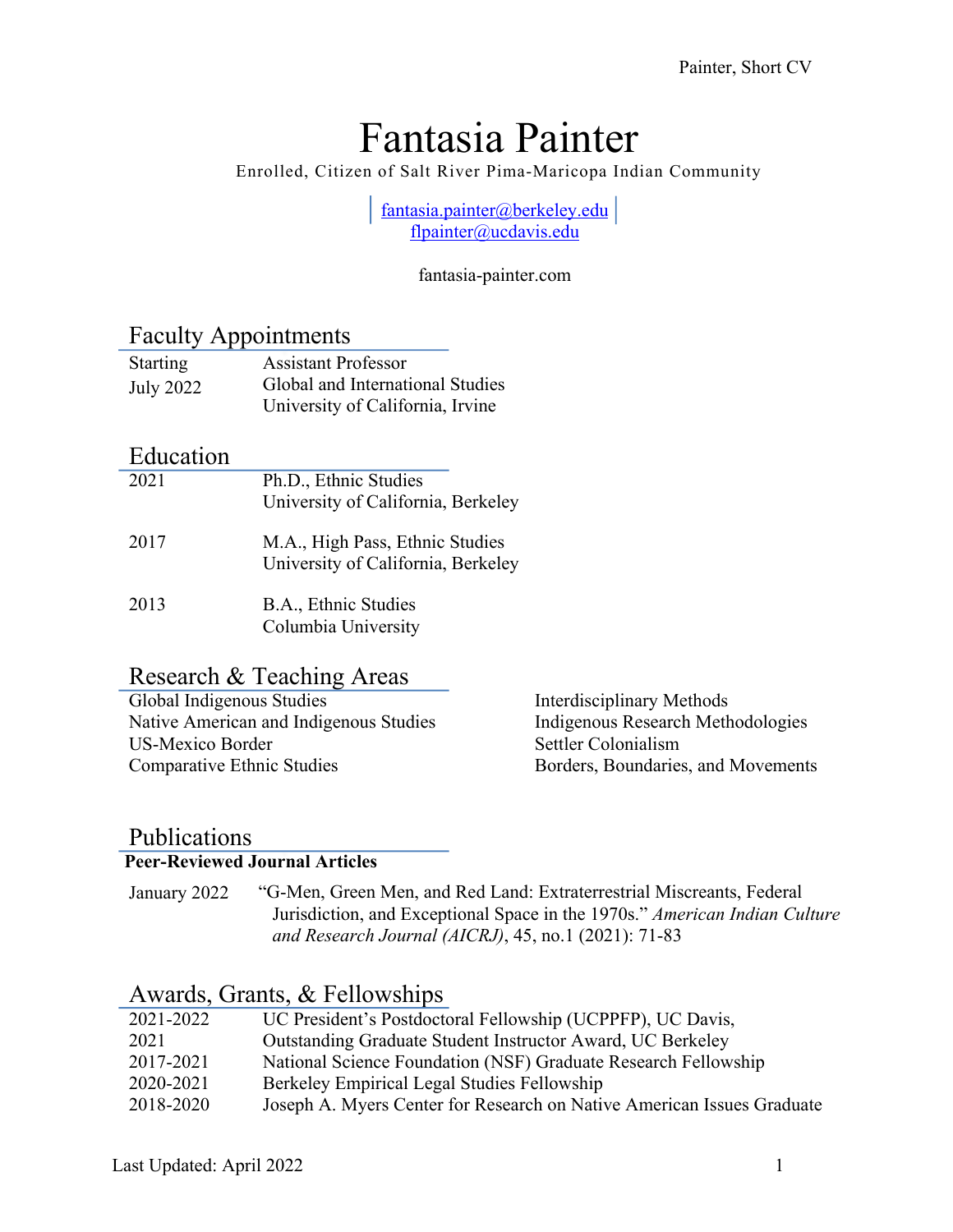# Fantasia Painter

Enrolled, Citizen of Salt River Pima-Maricopa Indian Community

fantasia.painter@berkeley.edu
flpainter@ucdavis.edu

fantasia-painter.com

## Faculty Appointments

| | |
|---|---|
| Starting July 2022 | Assistant Professor<br>Global and International Studies<br>University of California, Irvine |

## Education

| | |
|---|---|
| 2021 | Ph.D., Ethnic Studies<br>University of California, Berkeley |
| 2017 | M.A., High Pass, Ethnic Studies<br>University of California, Berkeley |
| 2013 | B.A., Ethnic Studies<br>Columbia University |

## Research & Teaching Areas

- Global Indigenous Studies
- Native American and Indigenous Studies
- US-Mexico Border
- Comparative Ethnic Studies
- Interdisciplinary Methods
- Indigenous Research Methodologies
- Settler Colonialism
- Borders, Boundaries, and Movements

## Publications

**Peer-Reviewed Journal Articles**

January 2022 — "G-Men, Green Men, and Red Land: Extraterrestrial Miscreants, Federal Jurisdiction, and Exceptional Space in the 1970s." *American Indian Culture and Research Journal (AICRJ)*, 45, no.1 (2021): 71-83

## Awards, Grants, & Fellowships

| | |
|---|---|
| 2021-2022 | UC President's Postdoctoral Fellowship (UCPPFP), UC Davis, |
| 2021 | Outstanding Graduate Student Instructor Award, UC Berkeley |
| 2017-2021 | National Science Foundation (NSF) Graduate Research Fellowship |
| 2020-2021 | Berkeley Empirical Legal Studies Fellowship |
| 2018-2020 | Joseph A. Myers Center for Research on Native American Issues Graduate |

Last Updated: April 2022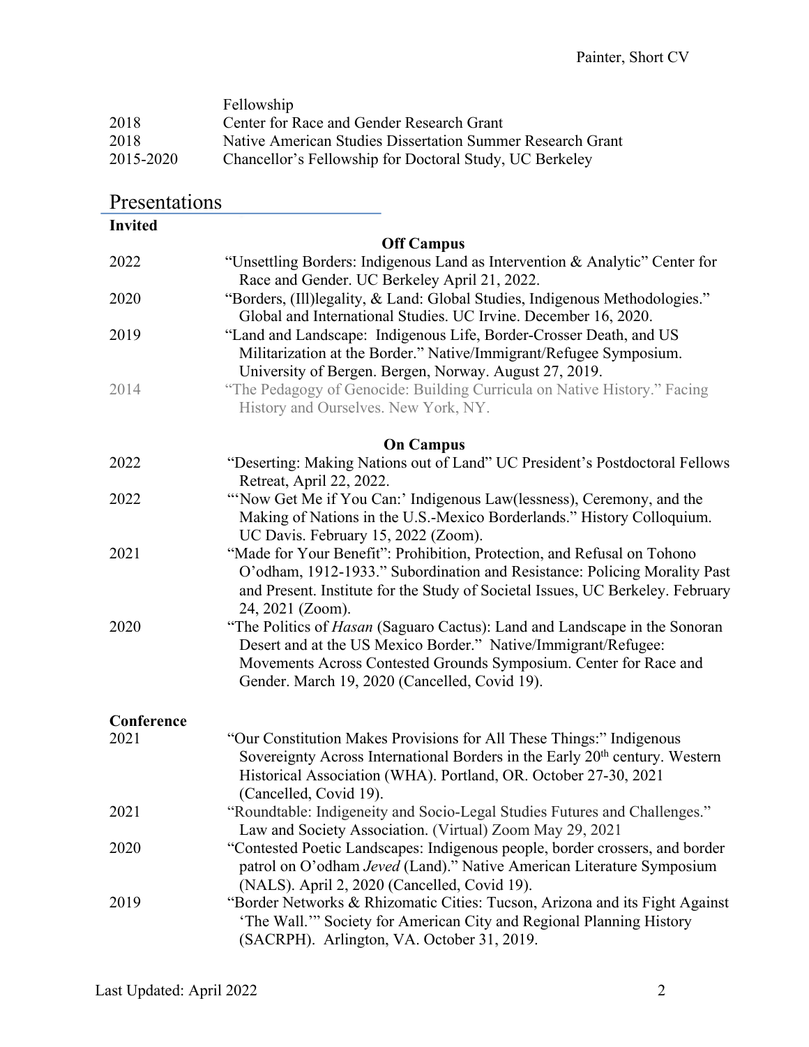| | |
|---|---|
| | Fellowship |
| 2018 | Center for Race and Gender Research Grant |
| 2018 | Native American Studies Dissertation Summer Research Grant |
| 2015-2020 | Chancellor's Fellowship for Doctoral Study, UC Berkeley |

## Presentations

**Invited**

**Off Campus**

| | |
|---|---|
| 2022 | "Unsettling Borders: Indigenous Land as Intervention & Analytic" Center for Race and Gender. UC Berkeley April 21, 2022. |
| 2020 | "Borders, (Ill)legality, & Land: Global Studies, Indigenous Methodologies." Global and International Studies. UC Irvine. December 16, 2020. |
| 2019 | "Land and Landscape: Indigenous Life, Border-Crosser Death, and US Militarization at the Border." Native/Immigrant/Refugee Symposium. University of Bergen. Bergen, Norway. August 27, 2019. |
| 2014 | "The Pedagogy of Genocide: Building Curricula on Native History." Facing History and Ourselves. New York, NY. |

**On Campus**

| | |
|---|---|
| 2022 | "Deserting: Making Nations out of Land" UC President's Postdoctoral Fellows Retreat, April 22, 2022. |
| 2022 | "'Now Get Me if You Can:' Indigenous Law(lessness), Ceremony, and the Making of Nations in the U.S.-Mexico Borderlands." History Colloquium. UC Davis. February 15, 2022 (Zoom). |
| 2021 | "Made for Your Benefit": Prohibition, Protection, and Refusal on Tohono O'odham, 1912-1933." Subordination and Resistance: Policing Morality Past and Present. Institute for the Study of Societal Issues, UC Berkeley. February 24, 2021 (Zoom). |
| 2020 | "The Politics of *Hasan* (Saguaro Cactus): Land and Landscape in the Sonoran Desert and at the US Mexico Border." Native/Immigrant/Refugee: Movements Across Contested Grounds Symposium. Center for Race and Gender. March 19, 2020 (Cancelled, Covid 19). |

**Conference**

| | |
|---|---|
| 2021 | "Our Constitution Makes Provisions for All These Things:" Indigenous Sovereignty Across International Borders in the Early 20th century. Western Historical Association (WHA). Portland, OR. October 27-30, 2021 (Cancelled, Covid 19). |
| 2021 | "Roundtable: Indigeneity and Socio-Legal Studies Futures and Challenges." Law and Society Association. (Virtual) Zoom May 29, 2021 |
| 2020 | "Contested Poetic Landscapes: Indigenous people, border crossers, and border patrol on O'odham *Jeved* (Land)." Native American Literature Symposium (NALS). April 2, 2020 (Cancelled, Covid 19). |
| 2019 | "Border Networks & Rhizomatic Cities: Tucson, Arizona and its Fight Against 'The Wall.'" Society for American City and Regional Planning History (SACRPH). Arlington, VA. October 31, 2019. |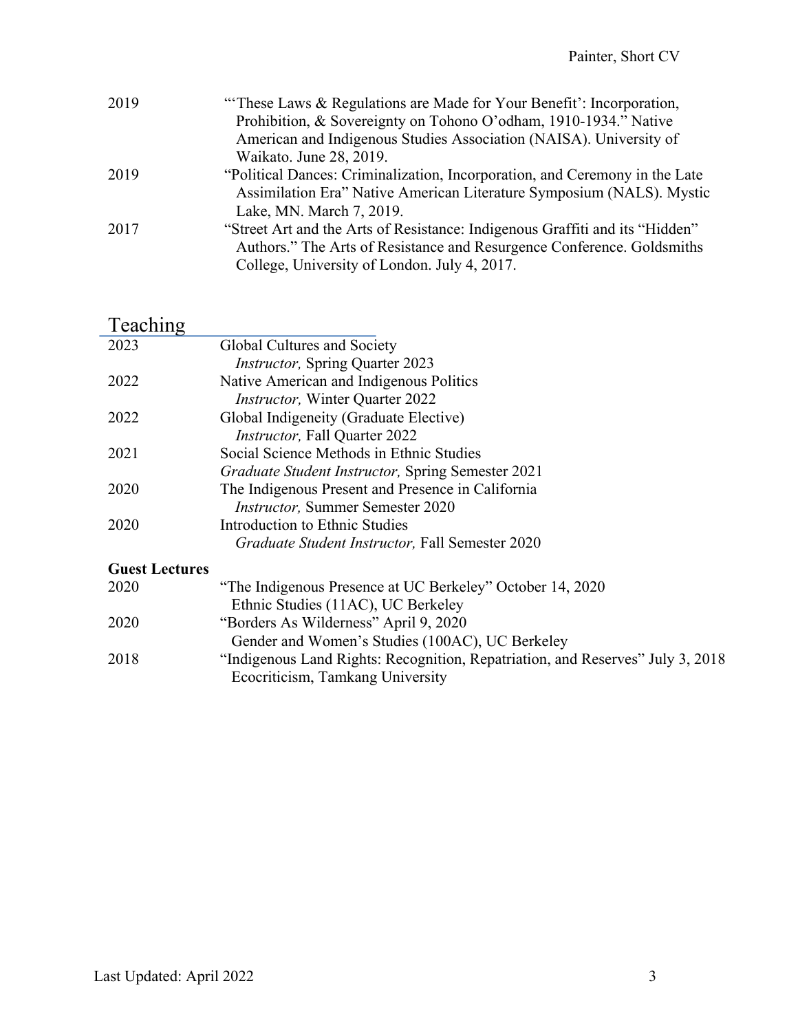| | |
|---|---|
| 2019 | "'These Laws & Regulations are Made for Your Benefit': Incorporation, Prohibition, & Sovereignty on Tohono O'odham, 1910-1934." Native American and Indigenous Studies Association (NAISA). University of Waikato. June 28, 2019. |
| 2019 | "Political Dances: Criminalization, Incorporation, and Ceremony in the Late Assimilation Era" Native American Literature Symposium (NALS). Mystic Lake, MN. March 7, 2019. |
| 2017 | "Street Art and the Arts of Resistance: Indigenous Graffiti and its "Hidden" Authors." The Arts of Resistance and Resurgence Conference. Goldsmiths College, University of London. July 4, 2017. |

## Teaching

| | |
|---|---|
| 2023 | Global Cultures and Society<br>*Instructor,* Spring Quarter 2023 |
| 2022 | Native American and Indigenous Politics<br>*Instructor,* Winter Quarter 2022 |
| 2022 | Global Indigeneity (Graduate Elective)<br>*Instructor,* Fall Quarter 2022 |
| 2021 | Social Science Methods in Ethnic Studies<br>*Graduate Student Instructor,* Spring Semester 2021 |
| 2020 | The Indigenous Present and Presence in California<br>*Instructor,* Summer Semester 2020 |
| 2020 | Introduction to Ethnic Studies<br>*Graduate Student Instructor,* Fall Semester 2020 |

**Guest Lectures**

| | |
|---|---|
| 2020 | "The Indigenous Presence at UC Berkeley" October 14, 2020<br>Ethnic Studies (11AC), UC Berkeley |
| 2020 | "Borders As Wilderness" April 9, 2020<br>Gender and Women's Studies (100AC), UC Berkeley |
| 2018 | "Indigenous Land Rights: Recognition, Repatriation, and Reserves" July 3, 2018<br>Ecocriticism, Tamkang University |

Last Updated: April 2022